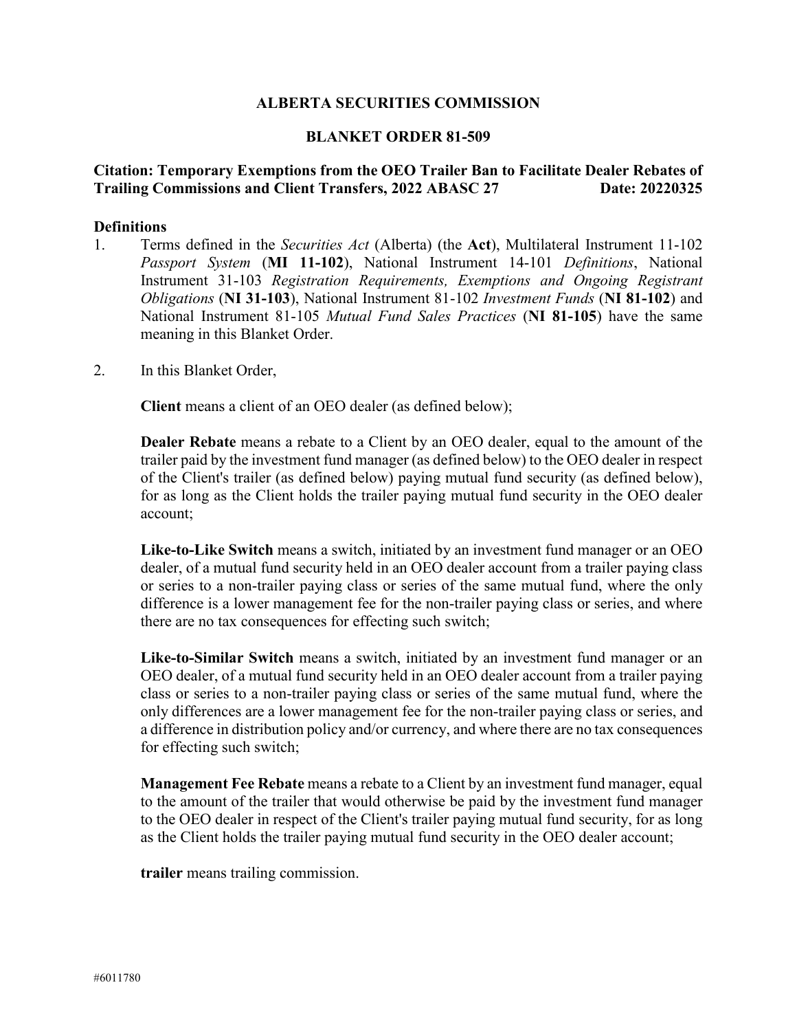# ALBERTA SECURITIES COMMISSION

## BLANKET ORDER 81-509

**Citation: Temporary Exemptions from the OEO Trailer Ban to Facilitate Dealer Rebates of Trailing Commissions and Client Transfers, 2022 ABASC 27 Date: 20220325**

**Definitions**

1. Terms defined in the *Securities Act* (Alberta) (the **Act**), Multilateral Instrument 11-102 *Passport System* (**MI 11-102**), National Instrument 14-101 *Definitions*, National Instrument 31-103 *Registration Requirements, Exemptions and Ongoing Registrant Obligations* (**NI 31-103**), National Instrument 81-102 *Investment Funds* (**NI 81-102**) and National Instrument 81-105 *Mutual Fund Sales Practices* (**NI 81-105**) have the same meaning in this Blanket Order.

2. In this Blanket Order,

   **Client** means a client of an OEO dealer (as defined below);

   **Dealer Rebate** means a rebate to a Client by an OEO dealer, equal to the amount of the trailer paid by the investment fund manager (as defined below) to the OEO dealer in respect of the Client's trailer (as defined below) paying mutual fund security (as defined below), for as long as the Client holds the trailer paying mutual fund security in the OEO dealer account;

   **Like-to-Like Switch** means a switch, initiated by an investment fund manager or an OEO dealer, of a mutual fund security held in an OEO dealer account from a trailer paying class or series to a non-trailer paying class or series of the same mutual fund, where the only difference is a lower management fee for the non-trailer paying class or series, and where there are no tax consequences for effecting such switch;

   **Like-to-Similar Switch** means a switch, initiated by an investment fund manager or an OEO dealer, of a mutual fund security held in an OEO dealer account from a trailer paying class or series to a non-trailer paying class or series of the same mutual fund, where the only differences are a lower management fee for the non-trailer paying class or series, and a difference in distribution policy and/or currency, and where there are no tax consequences for effecting such switch;

   **Management Fee Rebate** means a rebate to a Client by an investment fund manager, equal to the amount of the trailer that would otherwise be paid by the investment fund manager to the OEO dealer in respect of the Client's trailer paying mutual fund security, for as long as the Client holds the trailer paying mutual fund security in the OEO dealer account;

   **trailer** means trailing commission.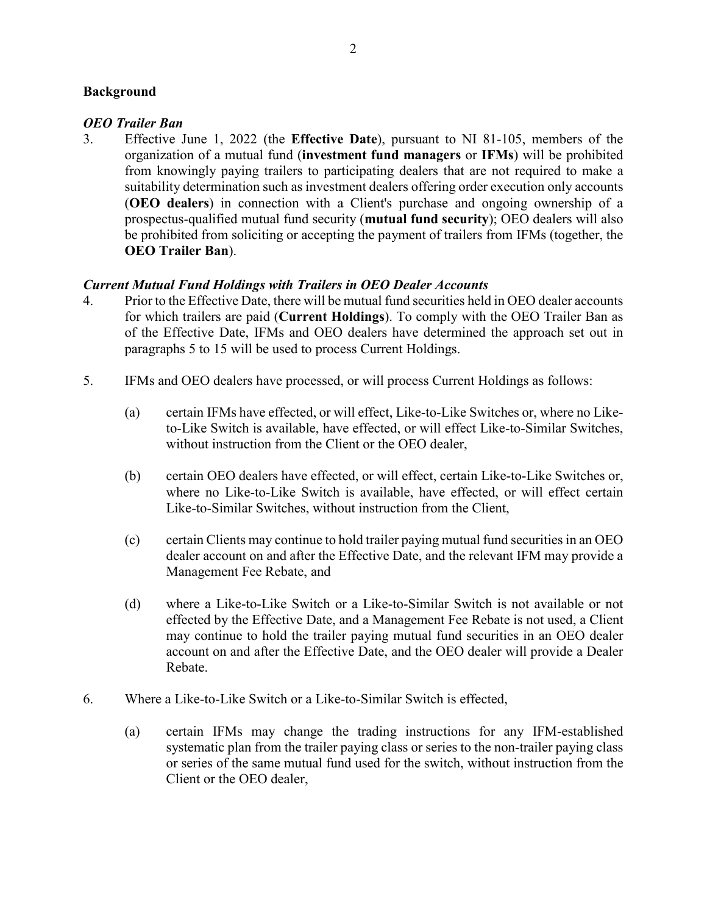## Background

### *OEO Trailer Ban*

3. Effective June 1, 2022 (the **Effective Date**), pursuant to NI 81-105, members of the organization of a mutual fund (**investment fund managers** or **IFMs**) will be prohibited from knowingly paying trailers to participating dealers that are not required to make a suitability determination such as investment dealers offering order execution only accounts (**OEO dealers**) in connection with a Client's purchase and ongoing ownership of a prospectus-qualified mutual fund security (**mutual fund security**); OEO dealers will also be prohibited from soliciting or accepting the payment of trailers from IFMs (together, the **OEO Trailer Ban**).

### *Current Mutual Fund Holdings with Trailers in OEO Dealer Accounts*

4. Prior to the Effective Date, there will be mutual fund securities held in OEO dealer accounts for which trailers are paid (**Current Holdings**). To comply with the OEO Trailer Ban as of the Effective Date, IFMs and OEO dealers have determined the approach set out in paragraphs 5 to 15 will be used to process Current Holdings.

5. IFMs and OEO dealers have processed, or will process Current Holdings as follows:

   (a) certain IFMs have effected, or will effect, Like-to-Like Switches or, where no Like-to-Like Switch is available, have effected, or will effect Like-to-Similar Switches, without instruction from the Client or the OEO dealer,

   (b) certain OEO dealers have effected, or will effect, certain Like-to-Like Switches or, where no Like-to-Like Switch is available, have effected, or will effect certain Like-to-Similar Switches, without instruction from the Client,

   (c) certain Clients may continue to hold trailer paying mutual fund securities in an OEO dealer account on and after the Effective Date, and the relevant IFM may provide a Management Fee Rebate, and

   (d) where a Like-to-Like Switch or a Like-to-Similar Switch is not available or not effected by the Effective Date, and a Management Fee Rebate is not used, a Client may continue to hold the trailer paying mutual fund securities in an OEO dealer account on and after the Effective Date, and the OEO dealer will provide a Dealer Rebate.

6. Where a Like-to-Like Switch or a Like-to-Similar Switch is effected,

   (a) certain IFMs may change the trading instructions for any IFM-established systematic plan from the trailer paying class or series to the non-trailer paying class or series of the same mutual fund used for the switch, without instruction from the Client or the OEO dealer,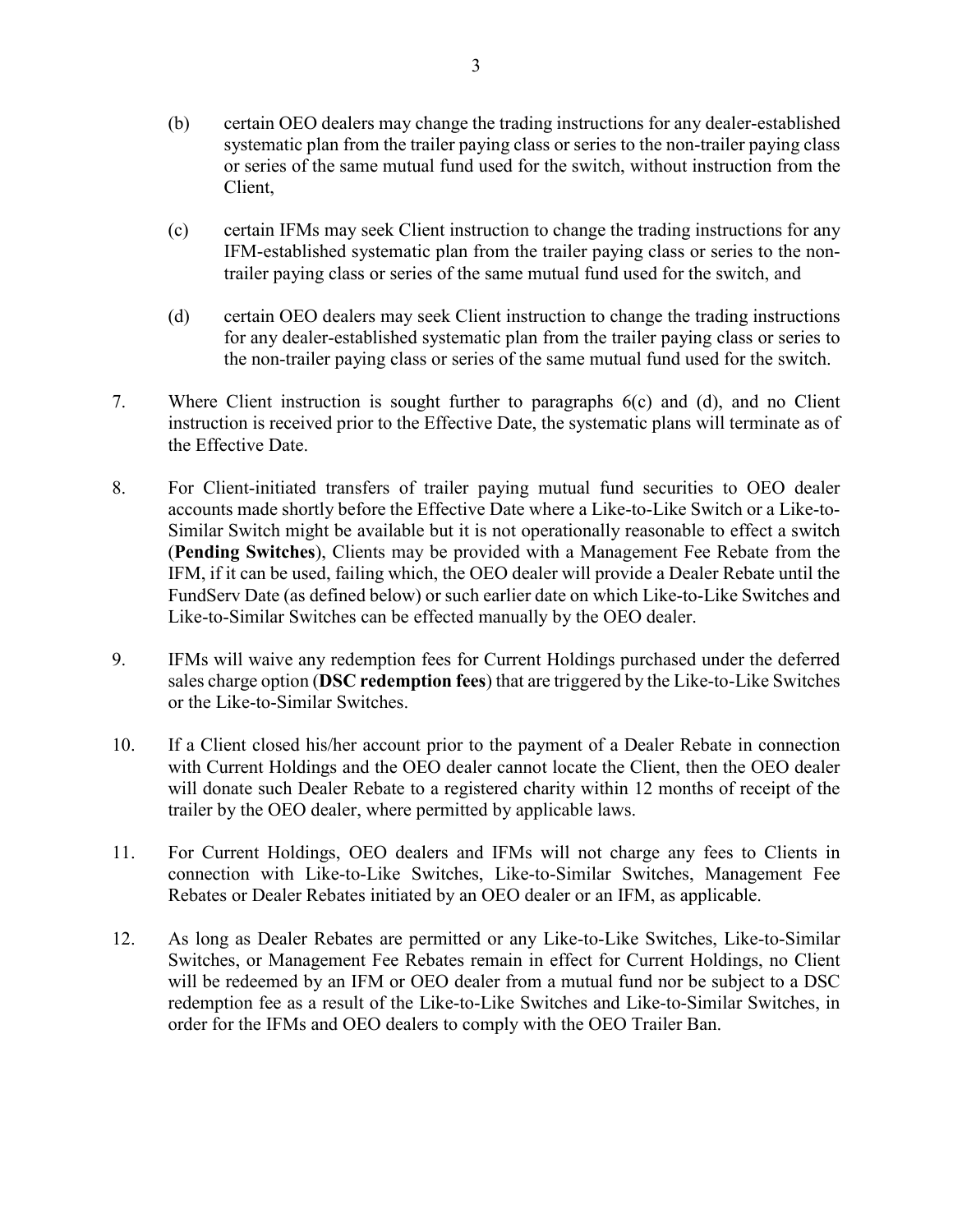(b) certain OEO dealers may change the trading instructions for any dealer-established systematic plan from the trailer paying class or series to the non-trailer paying class or series of the same mutual fund used for the switch, without instruction from the Client,

(c) certain IFMs may seek Client instruction to change the trading instructions for any IFM-established systematic plan from the trailer paying class or series to the non-trailer paying class or series of the same mutual fund used for the switch, and

(d) certain OEO dealers may seek Client instruction to change the trading instructions for any dealer-established systematic plan from the trailer paying class or series to the non-trailer paying class or series of the same mutual fund used for the switch.

7. Where Client instruction is sought further to paragraphs 6(c) and (d), and no Client instruction is received prior to the Effective Date, the systematic plans will terminate as of the Effective Date.

8. For Client-initiated transfers of trailer paying mutual fund securities to OEO dealer accounts made shortly before the Effective Date where a Like-to-Like Switch or a Like-to-Similar Switch might be available but it is not operationally reasonable to effect a switch (**Pending Switches**), Clients may be provided with a Management Fee Rebate from the IFM, if it can be used, failing which, the OEO dealer will provide a Dealer Rebate until the FundServ Date (as defined below) or such earlier date on which Like-to-Like Switches and Like-to-Similar Switches can be effected manually by the OEO dealer.

9. IFMs will waive any redemption fees for Current Holdings purchased under the deferred sales charge option (**DSC redemption fees**) that are triggered by the Like-to-Like Switches or the Like-to-Similar Switches.

10. If a Client closed his/her account prior to the payment of a Dealer Rebate in connection with Current Holdings and the OEO dealer cannot locate the Client, then the OEO dealer will donate such Dealer Rebate to a registered charity within 12 months of receipt of the trailer by the OEO dealer, where permitted by applicable laws.

11. For Current Holdings, OEO dealers and IFMs will not charge any fees to Clients in connection with Like-to-Like Switches, Like-to-Similar Switches, Management Fee Rebates or Dealer Rebates initiated by an OEO dealer or an IFM, as applicable.

12. As long as Dealer Rebates are permitted or any Like-to-Like Switches, Like-to-Similar Switches, or Management Fee Rebates remain in effect for Current Holdings, no Client will be redeemed by an IFM or OEO dealer from a mutual fund nor be subject to a DSC redemption fee as a result of the Like-to-Like Switches and Like-to-Similar Switches, in order for the IFMs and OEO dealers to comply with the OEO Trailer Ban.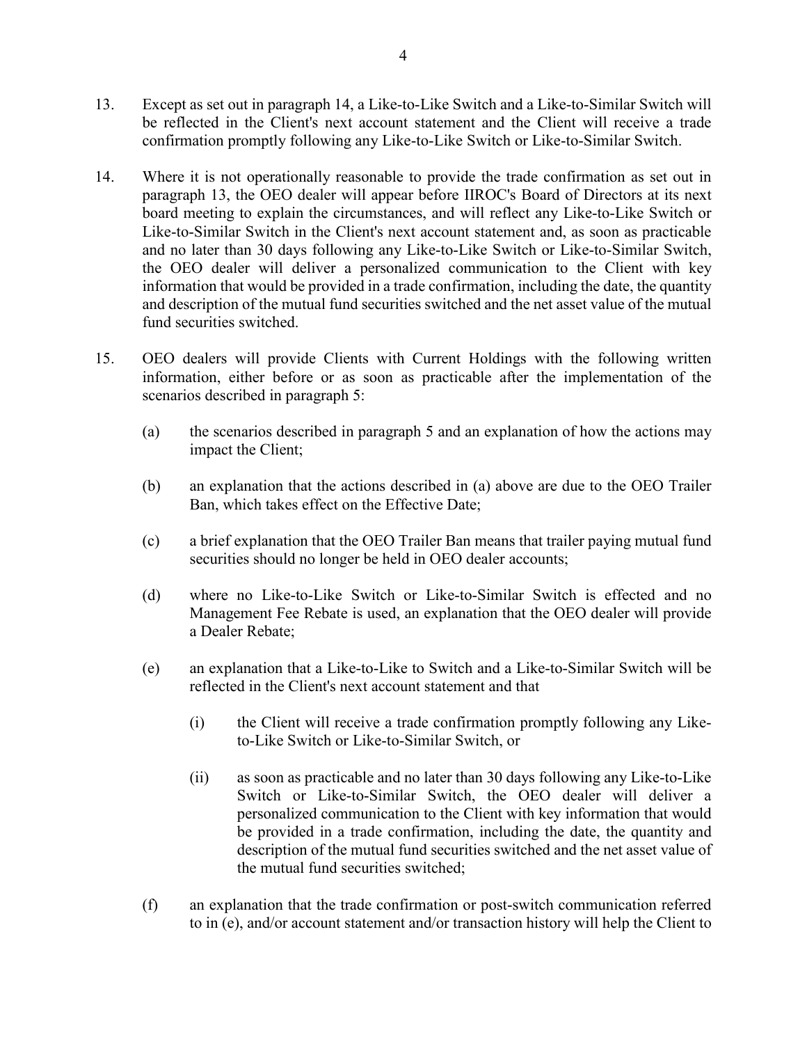13. Except as set out in paragraph 14, a Like-to-Like Switch and a Like-to-Similar Switch will be reflected in the Client's next account statement and the Client will receive a trade confirmation promptly following any Like-to-Like Switch or Like-to-Similar Switch.

14. Where it is not operationally reasonable to provide the trade confirmation as set out in paragraph 13, the OEO dealer will appear before IIROC's Board of Directors at its next board meeting to explain the circumstances, and will reflect any Like-to-Like Switch or Like-to-Similar Switch in the Client's next account statement and, as soon as practicable and no later than 30 days following any Like-to-Like Switch or Like-to-Similar Switch, the OEO dealer will deliver a personalized communication to the Client with key information that would be provided in a trade confirmation, including the date, the quantity and description of the mutual fund securities switched and the net asset value of the mutual fund securities switched.

15. OEO dealers will provide Clients with Current Holdings with the following written information, either before or as soon as practicable after the implementation of the scenarios described in paragraph 5:

    (a) the scenarios described in paragraph 5 and an explanation of how the actions may impact the Client;

    (b) an explanation that the actions described in (a) above are due to the OEO Trailer Ban, which takes effect on the Effective Date;

    (c) a brief explanation that the OEO Trailer Ban means that trailer paying mutual fund securities should no longer be held in OEO dealer accounts;

    (d) where no Like-to-Like Switch or Like-to-Similar Switch is effected and no Management Fee Rebate is used, an explanation that the OEO dealer will provide a Dealer Rebate;

    (e) an explanation that a Like-to-Like to Switch and a Like-to-Similar Switch will be reflected in the Client's next account statement and that

        (i) the Client will receive a trade confirmation promptly following any Like-to-Like Switch or Like-to-Similar Switch, or

        (ii) as soon as practicable and no later than 30 days following any Like-to-Like Switch or Like-to-Similar Switch, the OEO dealer will deliver a personalized communication to the Client with key information that would be provided in a trade confirmation, including the date, the quantity and description of the mutual fund securities switched and the net asset value of the mutual fund securities switched;

    (f) an explanation that the trade confirmation or post-switch communication referred to in (e), and/or account statement and/or transaction history will help the Client to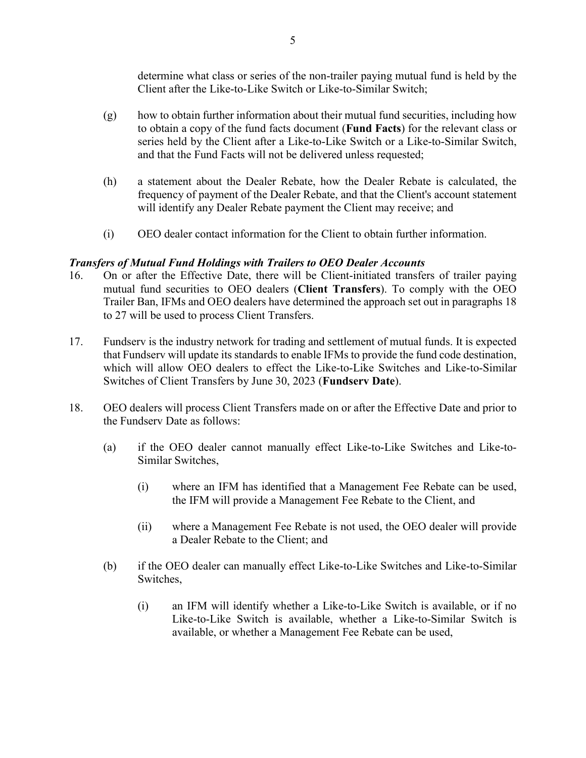determine what class or series of the non-trailer paying mutual fund is held by the Client after the Like-to-Like Switch or Like-to-Similar Switch;

(g) how to obtain further information about their mutual fund securities, including how to obtain a copy of the fund facts document (**Fund Facts**) for the relevant class or series held by the Client after a Like-to-Like Switch or a Like-to-Similar Switch, and that the Fund Facts will not be delivered unless requested;

(h) a statement about the Dealer Rebate, how the Dealer Rebate is calculated, the frequency of payment of the Dealer Rebate, and that the Client's account statement will identify any Dealer Rebate payment the Client may receive; and

(i) OEO dealer contact information for the Client to obtain further information.

***Transfers of Mutual Fund Holdings with Trailers to OEO Dealer Accounts***

16. On or after the Effective Date, there will be Client-initiated transfers of trailer paying mutual fund securities to OEO dealers (**Client Transfers**). To comply with the OEO Trailer Ban, IFMs and OEO dealers have determined the approach set out in paragraphs 18 to 27 will be used to process Client Transfers.

17. Fundserv is the industry network for trading and settlement of mutual funds. It is expected that Fundserv will update its standards to enable IFMs to provide the fund code destination, which will allow OEO dealers to effect the Like-to-Like Switches and Like-to-Similar Switches of Client Transfers by June 30, 2023 (**Fundserv Date**).

18. OEO dealers will process Client Transfers made on or after the Effective Date and prior to the Fundserv Date as follows:

    (a) if the OEO dealer cannot manually effect Like-to-Like Switches and Like-to-Similar Switches,

        (i) where an IFM has identified that a Management Fee Rebate can be used, the IFM will provide a Management Fee Rebate to the Client, and

        (ii) where a Management Fee Rebate is not used, the OEO dealer will provide a Dealer Rebate to the Client; and

    (b) if the OEO dealer can manually effect Like-to-Like Switches and Like-to-Similar Switches,

        (i) an IFM will identify whether a Like-to-Like Switch is available, or if no Like-to-Like Switch is available, whether a Like-to-Similar Switch is available, or whether a Management Fee Rebate can be used,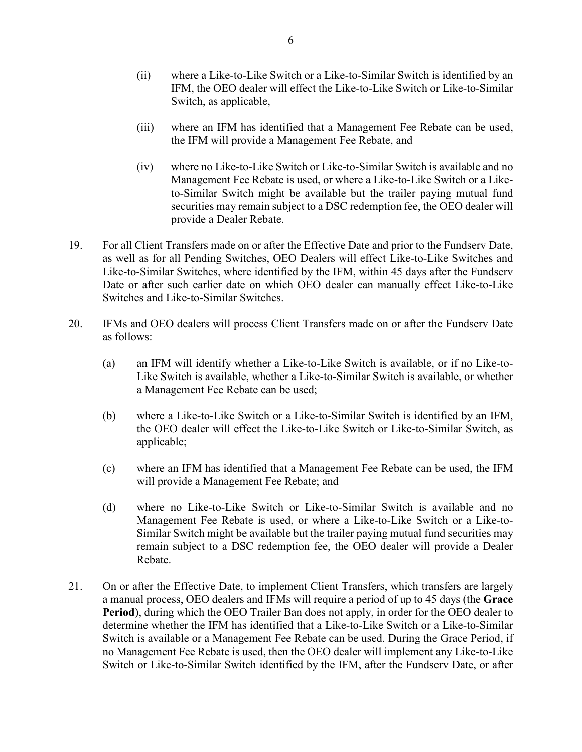(ii) where a Like-to-Like Switch or a Like-to-Similar Switch is identified by an IFM, the OEO dealer will effect the Like-to-Like Switch or Like-to-Similar Switch, as applicable,

(iii) where an IFM has identified that a Management Fee Rebate can be used, the IFM will provide a Management Fee Rebate, and

(iv) where no Like-to-Like Switch or Like-to-Similar Switch is available and no Management Fee Rebate is used, or where a Like-to-Like Switch or a Like-to-Similar Switch might be available but the trailer paying mutual fund securities may remain subject to a DSC redemption fee, the OEO dealer will provide a Dealer Rebate.

19. For all Client Transfers made on or after the Effective Date and prior to the Fundserv Date, as well as for all Pending Switches, OEO Dealers will effect Like-to-Like Switches and Like-to-Similar Switches, where identified by the IFM, within 45 days after the Fundserv Date or after such earlier date on which OEO dealer can manually effect Like-to-Like Switches and Like-to-Similar Switches.

20. IFMs and OEO dealers will process Client Transfers made on or after the Fundserv Date as follows:

(a) an IFM will identify whether a Like-to-Like Switch is available, or if no Like-to-Like Switch is available, whether a Like-to-Similar Switch is available, or whether a Management Fee Rebate can be used;

(b) where a Like-to-Like Switch or a Like-to-Similar Switch is identified by an IFM, the OEO dealer will effect the Like-to-Like Switch or Like-to-Similar Switch, as applicable;

(c) where an IFM has identified that a Management Fee Rebate can be used, the IFM will provide a Management Fee Rebate; and

(d) where no Like-to-Like Switch or Like-to-Similar Switch is available and no Management Fee Rebate is used, or where a Like-to-Like Switch or a Like-to-Similar Switch might be available but the trailer paying mutual fund securities may remain subject to a DSC redemption fee, the OEO dealer will provide a Dealer Rebate.

21. On or after the Effective Date, to implement Client Transfers, which transfers are largely a manual process, OEO dealers and IFMs will require a period of up to 45 days (the **Grace Period**), during which the OEO Trailer Ban does not apply, in order for the OEO dealer to determine whether the IFM has identified that a Like-to-Like Switch or a Like-to-Similar Switch is available or a Management Fee Rebate can be used. During the Grace Period, if no Management Fee Rebate is used, then the OEO dealer will implement any Like-to-Like Switch or Like-to-Similar Switch identified by the IFM, after the Fundserv Date, or after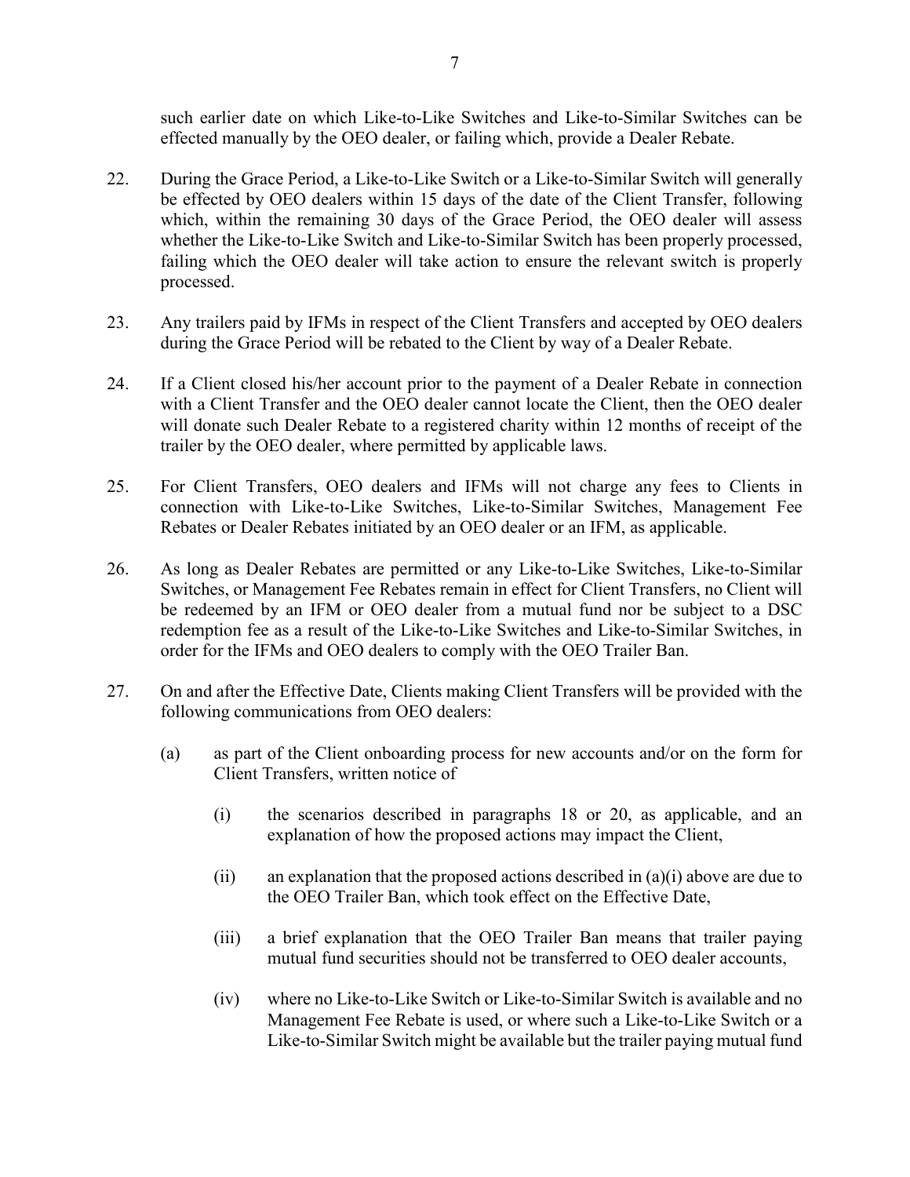such earlier date on which Like-to-Like Switches and Like-to-Similar Switches can be effected manually by the OEO dealer, or failing which, provide a Dealer Rebate.

22. During the Grace Period, a Like-to-Like Switch or a Like-to-Similar Switch will generally be effected by OEO dealers within 15 days of the date of the Client Transfer, following which, within the remaining 30 days of the Grace Period, the OEO dealer will assess whether the Like-to-Like Switch and Like-to-Similar Switch has been properly processed, failing which the OEO dealer will take action to ensure the relevant switch is properly processed.

23. Any trailers paid by IFMs in respect of the Client Transfers and accepted by OEO dealers during the Grace Period will be rebated to the Client by way of a Dealer Rebate.

24. If a Client closed his/her account prior to the payment of a Dealer Rebate in connection with a Client Transfer and the OEO dealer cannot locate the Client, then the OEO dealer will donate such Dealer Rebate to a registered charity within 12 months of receipt of the trailer by the OEO dealer, where permitted by applicable laws.

25. For Client Transfers, OEO dealers and IFMs will not charge any fees to Clients in connection with Like-to-Like Switches, Like-to-Similar Switches, Management Fee Rebates or Dealer Rebates initiated by an OEO dealer or an IFM, as applicable.

26. As long as Dealer Rebates are permitted or any Like-to-Like Switches, Like-to-Similar Switches, or Management Fee Rebates remain in effect for Client Transfers, no Client will be redeemed by an IFM or OEO dealer from a mutual fund nor be subject to a DSC redemption fee as a result of the Like-to-Like Switches and Like-to-Similar Switches, in order for the IFMs and OEO dealers to comply with the OEO Trailer Ban.

27. On and after the Effective Date, Clients making Client Transfers will be provided with the following communications from OEO dealers:

    (a) as part of the Client onboarding process for new accounts and/or on the form for Client Transfers, written notice of

        (i) the scenarios described in paragraphs 18 or 20, as applicable, and an explanation of how the proposed actions may impact the Client,

        (ii) an explanation that the proposed actions described in (a)(i) above are due to the OEO Trailer Ban, which took effect on the Effective Date,

        (iii) a brief explanation that the OEO Trailer Ban means that trailer paying mutual fund securities should not be transferred to OEO dealer accounts,

        (iv) where no Like-to-Like Switch or Like-to-Similar Switch is available and no Management Fee Rebate is used, or where such a Like-to-Like Switch or a Like-to-Similar Switch might be available but the trailer paying mutual fund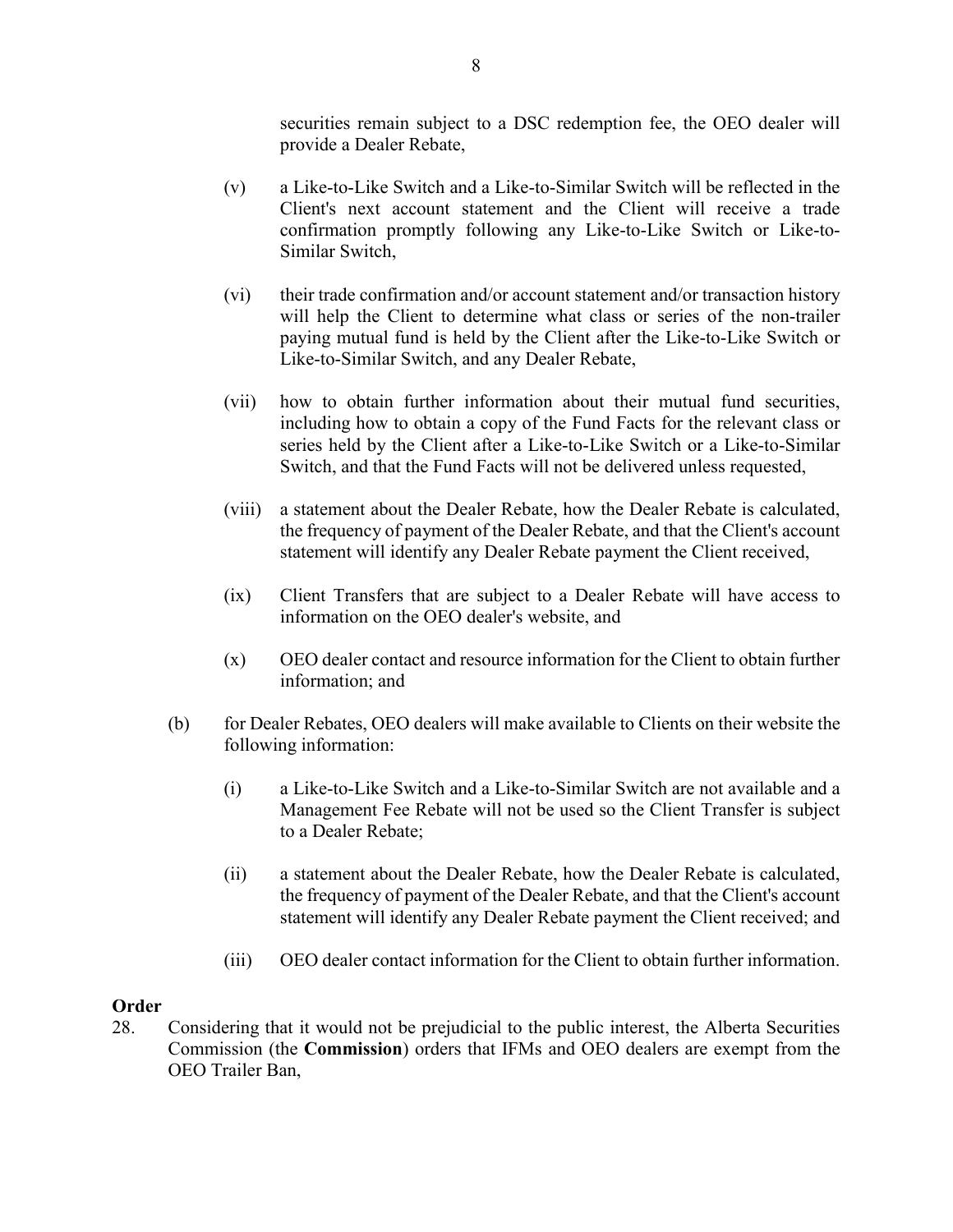securities remain subject to a DSC redemption fee, the OEO dealer will provide a Dealer Rebate,

(v) a Like-to-Like Switch and a Like-to-Similar Switch will be reflected in the Client's next account statement and the Client will receive a trade confirmation promptly following any Like-to-Like Switch or Like-to-Similar Switch,

(vi) their trade confirmation and/or account statement and/or transaction history will help the Client to determine what class or series of the non-trailer paying mutual fund is held by the Client after the Like-to-Like Switch or Like-to-Similar Switch, and any Dealer Rebate,

(vii) how to obtain further information about their mutual fund securities, including how to obtain a copy of the Fund Facts for the relevant class or series held by the Client after a Like-to-Like Switch or a Like-to-Similar Switch, and that the Fund Facts will not be delivered unless requested,

(viii) a statement about the Dealer Rebate, how the Dealer Rebate is calculated, the frequency of payment of the Dealer Rebate, and that the Client's account statement will identify any Dealer Rebate payment the Client received,

(ix) Client Transfers that are subject to a Dealer Rebate will have access to information on the OEO dealer's website, and

(x) OEO dealer contact and resource information for the Client to obtain further information; and

(b) for Dealer Rebates, OEO dealers will make available to Clients on their website the following information:

(i) a Like-to-Like Switch and a Like-to-Similar Switch are not available and a Management Fee Rebate will not be used so the Client Transfer is subject to a Dealer Rebate;

(ii) a statement about the Dealer Rebate, how the Dealer Rebate is calculated, the frequency of payment of the Dealer Rebate, and that the Client's account statement will identify any Dealer Rebate payment the Client received; and

(iii) OEO dealer contact information for the Client to obtain further information.

**Order**

28. Considering that it would not be prejudicial to the public interest, the Alberta Securities Commission (the **Commission**) orders that IFMs and OEO dealers are exempt from the OEO Trailer Ban,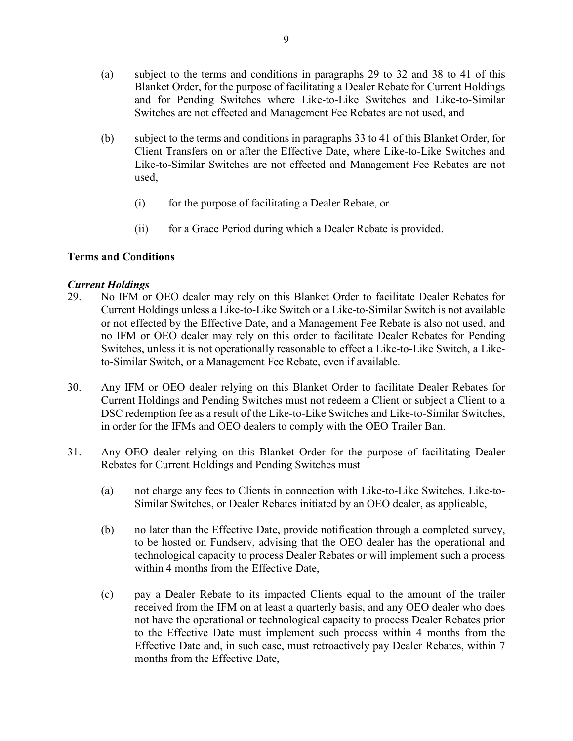(a) subject to the terms and conditions in paragraphs 29 to 32 and 38 to 41 of this Blanket Order, for the purpose of facilitating a Dealer Rebate for Current Holdings and for Pending Switches where Like-to-Like Switches and Like-to-Similar Switches are not effected and Management Fee Rebates are not used, and

(b) subject to the terms and conditions in paragraphs 33 to 41 of this Blanket Order, for Client Transfers on or after the Effective Date, where Like-to-Like Switches and Like-to-Similar Switches are not effected and Management Fee Rebates are not used,

  (i) for the purpose of facilitating a Dealer Rebate, or

  (ii) for a Grace Period during which a Dealer Rebate is provided.

## Terms and Conditions

### *Current Holdings*

29. No IFM or OEO dealer may rely on this Blanket Order to facilitate Dealer Rebates for Current Holdings unless a Like-to-Like Switch or a Like-to-Similar Switch is not available or not effected by the Effective Date, and a Management Fee Rebate is also not used, and no IFM or OEO dealer may rely on this order to facilitate Dealer Rebates for Pending Switches, unless it is not operationally reasonable to effect a Like-to-Like Switch, a Like-to-Similar Switch, or a Management Fee Rebate, even if available.

30. Any IFM or OEO dealer relying on this Blanket Order to facilitate Dealer Rebates for Current Holdings and Pending Switches must not redeem a Client or subject a Client to a DSC redemption fee as a result of the Like-to-Like Switches and Like-to-Similar Switches, in order for the IFMs and OEO dealers to comply with the OEO Trailer Ban.

31. Any OEO dealer relying on this Blanket Order for the purpose of facilitating Dealer Rebates for Current Holdings and Pending Switches must

  (a) not charge any fees to Clients in connection with Like-to-Like Switches, Like-to-Similar Switches, or Dealer Rebates initiated by an OEO dealer, as applicable,

  (b) no later than the Effective Date, provide notification through a completed survey, to be hosted on Fundserv, advising that the OEO dealer has the operational and technological capacity to process Dealer Rebates or will implement such a process within 4 months from the Effective Date,

  (c) pay a Dealer Rebate to its impacted Clients equal to the amount of the trailer received from the IFM on at least a quarterly basis, and any OEO dealer who does not have the operational or technological capacity to process Dealer Rebates prior to the Effective Date must implement such process within 4 months from the Effective Date and, in such case, must retroactively pay Dealer Rebates, within 7 months from the Effective Date,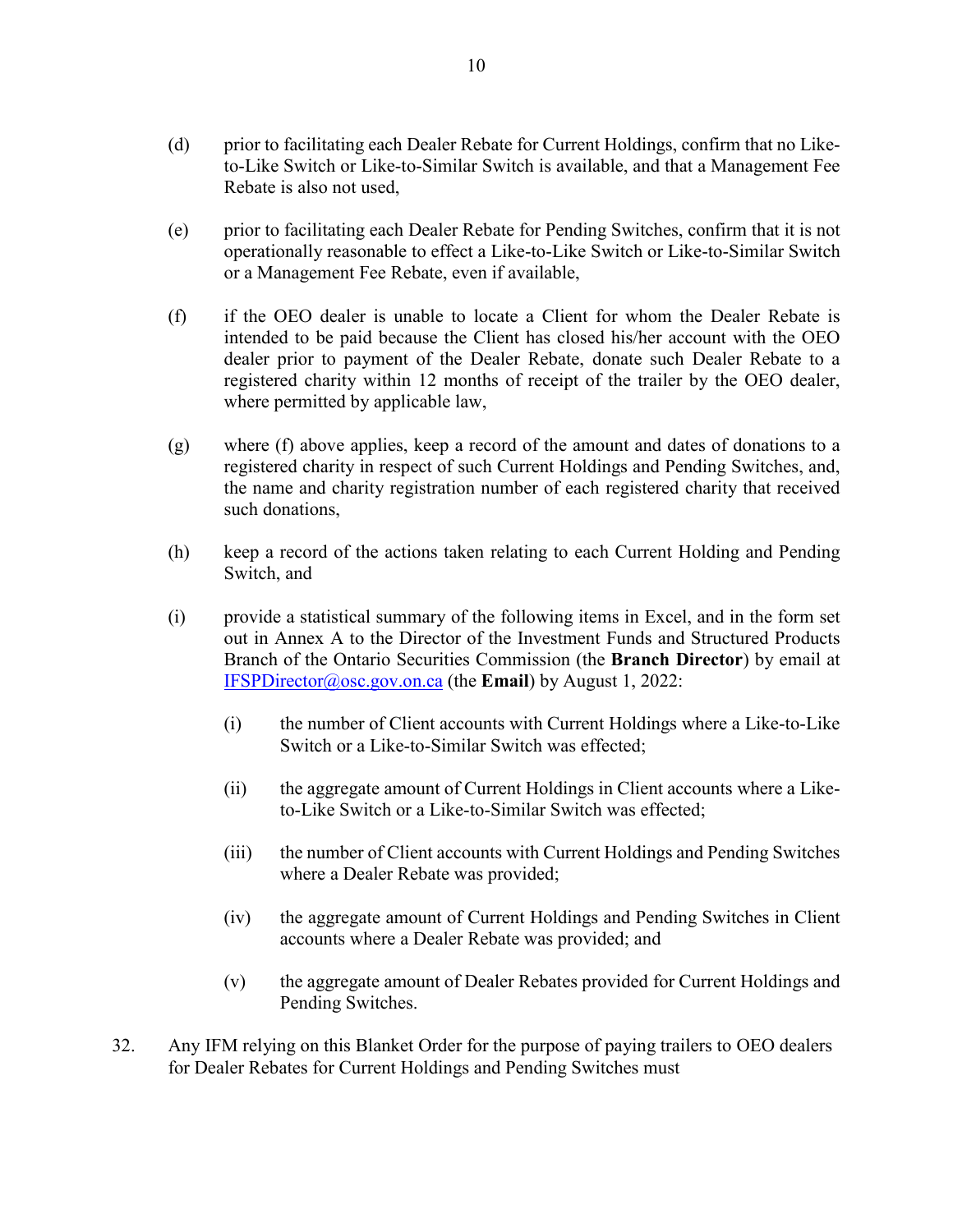(d) prior to facilitating each Dealer Rebate for Current Holdings, confirm that no Like-to-Like Switch or Like-to-Similar Switch is available, and that a Management Fee Rebate is also not used,

(e) prior to facilitating each Dealer Rebate for Pending Switches, confirm that it is not operationally reasonable to effect a Like-to-Like Switch or Like-to-Similar Switch or a Management Fee Rebate, even if available,

(f) if the OEO dealer is unable to locate a Client for whom the Dealer Rebate is intended to be paid because the Client has closed his/her account with the OEO dealer prior to payment of the Dealer Rebate, donate such Dealer Rebate to a registered charity within 12 months of receipt of the trailer by the OEO dealer, where permitted by applicable law,

(g) where (f) above applies, keep a record of the amount and dates of donations to a registered charity in respect of such Current Holdings and Pending Switches, and, the name and charity registration number of each registered charity that received such donations,

(h) keep a record of the actions taken relating to each Current Holding and Pending Switch, and

(i) provide a statistical summary of the following items in Excel, and in the form set out in Annex A to the Director of the Investment Funds and Structured Products Branch of the Ontario Securities Commission (the **Branch Director**) by email at [IFSPDirector@osc.gov.on.ca](mailto:IFSPDirector@osc.gov.on.ca) (the **Email**) by August 1, 2022:

   (i) the number of Client accounts with Current Holdings where a Like-to-Like Switch or a Like-to-Similar Switch was effected;

   (ii) the aggregate amount of Current Holdings in Client accounts where a Like-to-Like Switch or a Like-to-Similar Switch was effected;

   (iii) the number of Client accounts with Current Holdings and Pending Switches where a Dealer Rebate was provided;

   (iv) the aggregate amount of Current Holdings and Pending Switches in Client accounts where a Dealer Rebate was provided; and

   (v) the aggregate amount of Dealer Rebates provided for Current Holdings and Pending Switches.

32. Any IFM relying on this Blanket Order for the purpose of paying trailers to OEO dealers for Dealer Rebates for Current Holdings and Pending Switches must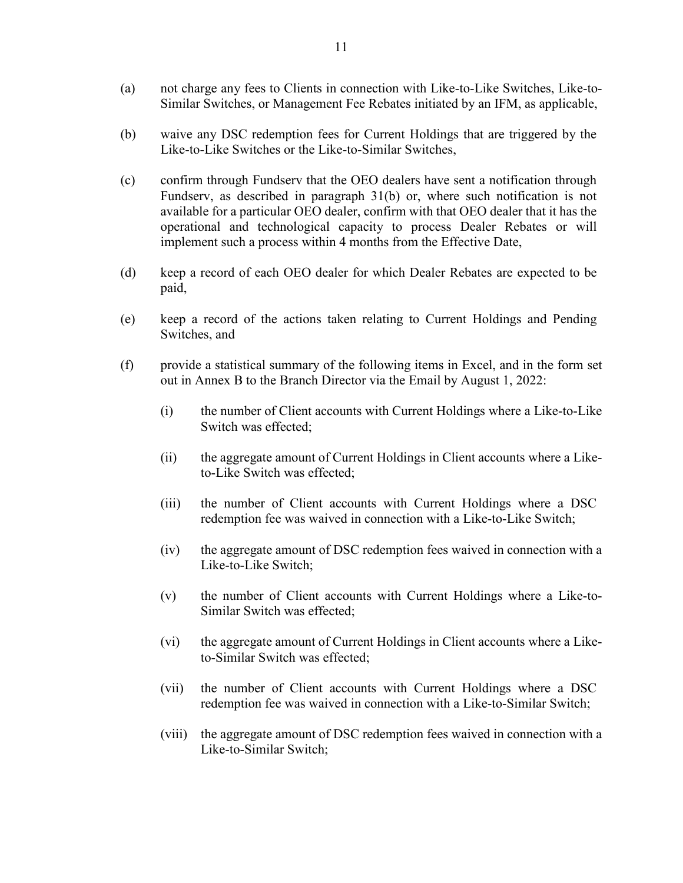(a) not charge any fees to Clients in connection with Like-to-Like Switches, Like-to-Similar Switches, or Management Fee Rebates initiated by an IFM, as applicable,

(b) waive any DSC redemption fees for Current Holdings that are triggered by the Like-to-Like Switches or the Like-to-Similar Switches,

(c) confirm through Fundserv that the OEO dealers have sent a notification through Fundserv, as described in paragraph 31(b) or, where such notification is not available for a particular OEO dealer, confirm with that OEO dealer that it has the operational and technological capacity to process Dealer Rebates or will implement such a process within 4 months from the Effective Date,

(d) keep a record of each OEO dealer for which Dealer Rebates are expected to be paid,

(e) keep a record of the actions taken relating to Current Holdings and Pending Switches, and

(f) provide a statistical summary of the following items in Excel, and in the form set out in Annex B to the Branch Director via the Email by August 1, 2022:

   (i) the number of Client accounts with Current Holdings where a Like-to-Like Switch was effected;

   (ii) the aggregate amount of Current Holdings in Client accounts where a Like-to-Like Switch was effected;

   (iii) the number of Client accounts with Current Holdings where a DSC redemption fee was waived in connection with a Like-to-Like Switch;

   (iv) the aggregate amount of DSC redemption fees waived in connection with a Like-to-Like Switch;

   (v) the number of Client accounts with Current Holdings where a Like-to-Similar Switch was effected;

   (vi) the aggregate amount of Current Holdings in Client accounts where a Like-to-Similar Switch was effected;

   (vii) the number of Client accounts with Current Holdings where a DSC redemption fee was waived in connection with a Like-to-Similar Switch;

   (viii) the aggregate amount of DSC redemption fees waived in connection with a Like-to-Similar Switch;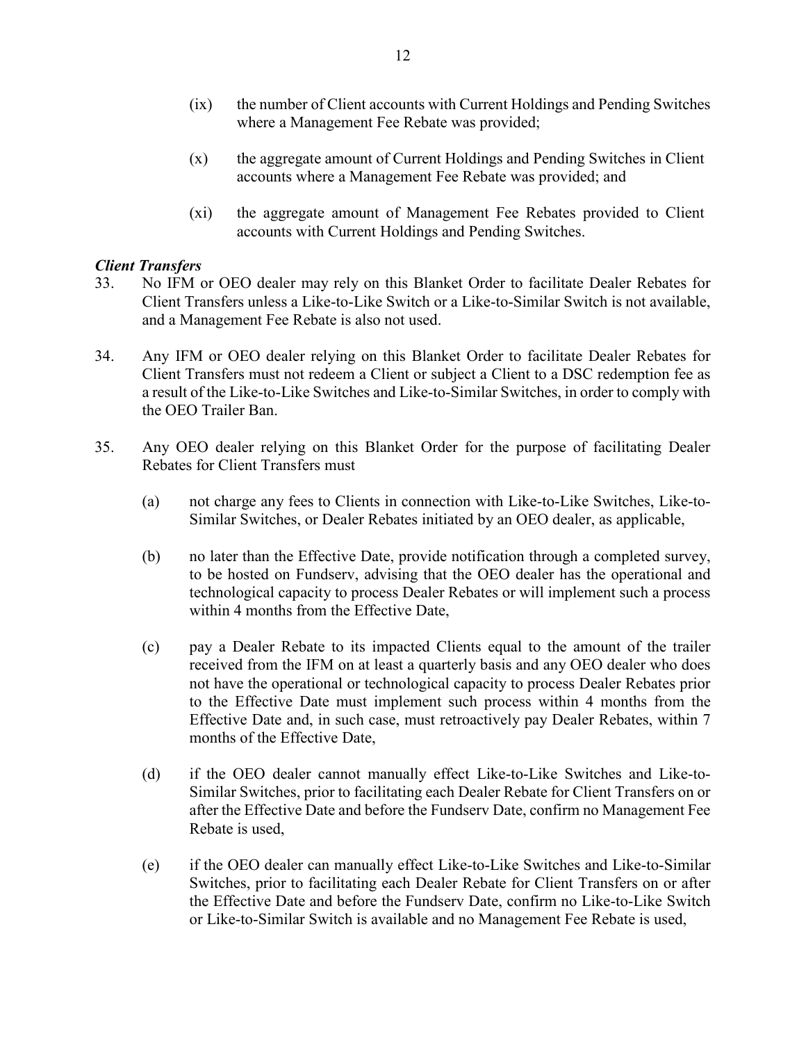(ix) the number of Client accounts with Current Holdings and Pending Switches where a Management Fee Rebate was provided;

(x) the aggregate amount of Current Holdings and Pending Switches in Client accounts where a Management Fee Rebate was provided; and

(xi) the aggregate amount of Management Fee Rebates provided to Client accounts with Current Holdings and Pending Switches.

***Client Transfers***

33. No IFM or OEO dealer may rely on this Blanket Order to facilitate Dealer Rebates for Client Transfers unless a Like-to-Like Switch or a Like-to-Similar Switch is not available, and a Management Fee Rebate is also not used.

34. Any IFM or OEO dealer relying on this Blanket Order to facilitate Dealer Rebates for Client Transfers must not redeem a Client or subject a Client to a DSC redemption fee as a result of the Like-to-Like Switches and Like-to-Similar Switches, in order to comply with the OEO Trailer Ban.

35. Any OEO dealer relying on this Blanket Order for the purpose of facilitating Dealer Rebates for Client Transfers must

(a) not charge any fees to Clients in connection with Like-to-Like Switches, Like-to-Similar Switches, or Dealer Rebates initiated by an OEO dealer, as applicable,

(b) no later than the Effective Date, provide notification through a completed survey, to be hosted on Fundserv, advising that the OEO dealer has the operational and technological capacity to process Dealer Rebates or will implement such a process within 4 months from the Effective Date,

(c) pay a Dealer Rebate to its impacted Clients equal to the amount of the trailer received from the IFM on at least a quarterly basis and any OEO dealer who does not have the operational or technological capacity to process Dealer Rebates prior to the Effective Date must implement such process within 4 months from the Effective Date and, in such case, must retroactively pay Dealer Rebates, within 7 months of the Effective Date,

(d) if the OEO dealer cannot manually effect Like-to-Like Switches and Like-to-Similar Switches, prior to facilitating each Dealer Rebate for Client Transfers on or after the Effective Date and before the Fundserv Date, confirm no Management Fee Rebate is used,

(e) if the OEO dealer can manually effect Like-to-Like Switches and Like-to-Similar Switches, prior to facilitating each Dealer Rebate for Client Transfers on or after the Effective Date and before the Fundserv Date, confirm no Like-to-Like Switch or Like-to-Similar Switch is available and no Management Fee Rebate is used,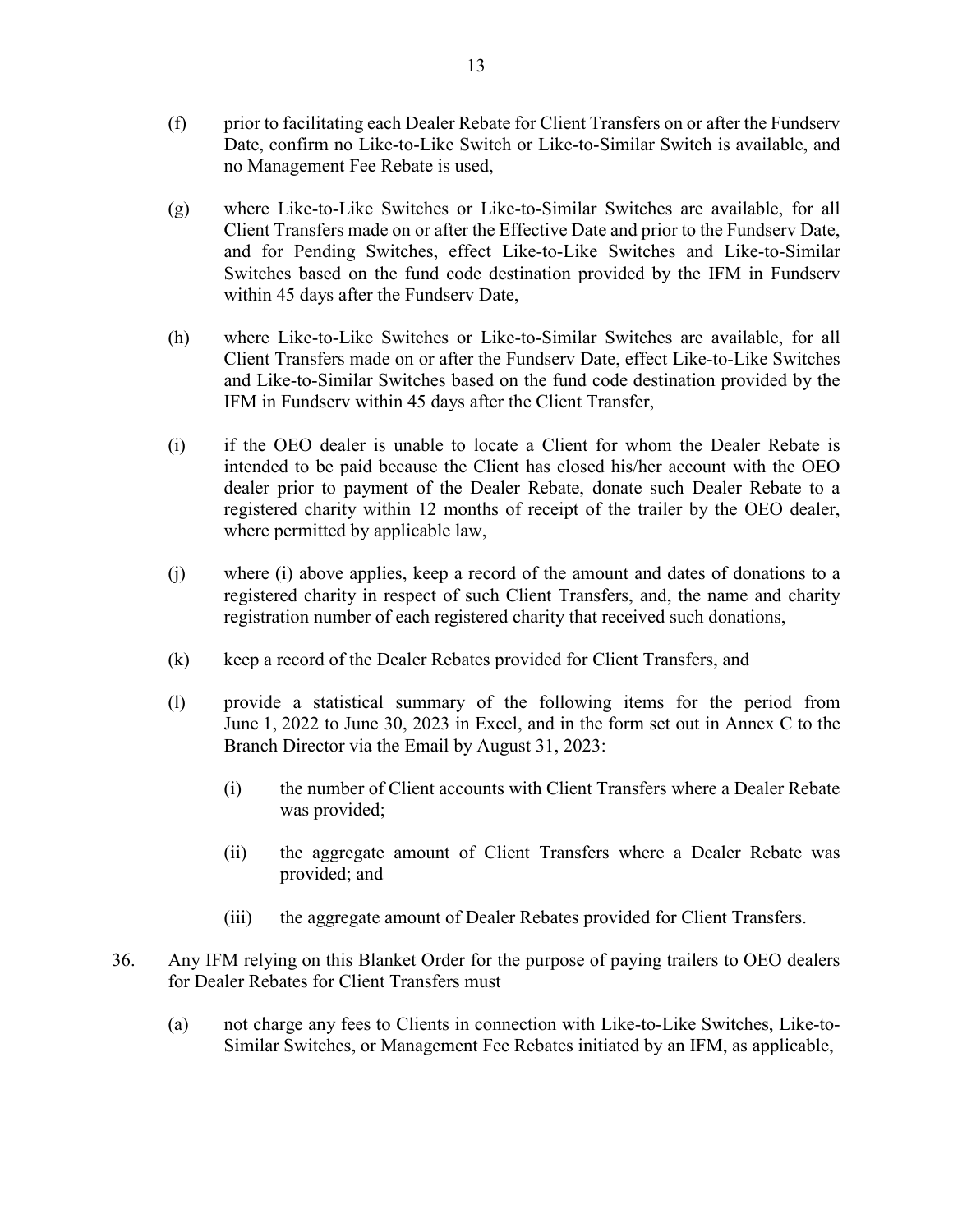(f) prior to facilitating each Dealer Rebate for Client Transfers on or after the Fundserv Date, confirm no Like-to-Like Switch or Like-to-Similar Switch is available, and no Management Fee Rebate is used,

(g) where Like-to-Like Switches or Like-to-Similar Switches are available, for all Client Transfers made on or after the Effective Date and prior to the Fundserv Date, and for Pending Switches, effect Like-to-Like Switches and Like-to-Similar Switches based on the fund code destination provided by the IFM in Fundserv within 45 days after the Fundserv Date,

(h) where Like-to-Like Switches or Like-to-Similar Switches are available, for all Client Transfers made on or after the Fundserv Date, effect Like-to-Like Switches and Like-to-Similar Switches based on the fund code destination provided by the IFM in Fundserv within 45 days after the Client Transfer,

(i) if the OEO dealer is unable to locate a Client for whom the Dealer Rebate is intended to be paid because the Client has closed his/her account with the OEO dealer prior to payment of the Dealer Rebate, donate such Dealer Rebate to a registered charity within 12 months of receipt of the trailer by the OEO dealer, where permitted by applicable law,

(j) where (i) above applies, keep a record of the amount and dates of donations to a registered charity in respect of such Client Transfers, and, the name and charity registration number of each registered charity that received such donations,

(k) keep a record of the Dealer Rebates provided for Client Transfers, and

(l) provide a statistical summary of the following items for the period from June 1, 2022 to June 30, 2023 in Excel, and in the form set out in Annex C to the Branch Director via the Email by August 31, 2023:

   (i) the number of Client accounts with Client Transfers where a Dealer Rebate was provided;

   (ii) the aggregate amount of Client Transfers where a Dealer Rebate was provided; and

   (iii) the aggregate amount of Dealer Rebates provided for Client Transfers.

36. Any IFM relying on this Blanket Order for the purpose of paying trailers to OEO dealers for Dealer Rebates for Client Transfers must

(a) not charge any fees to Clients in connection with Like-to-Like Switches, Like-to-Similar Switches, or Management Fee Rebates initiated by an IFM, as applicable,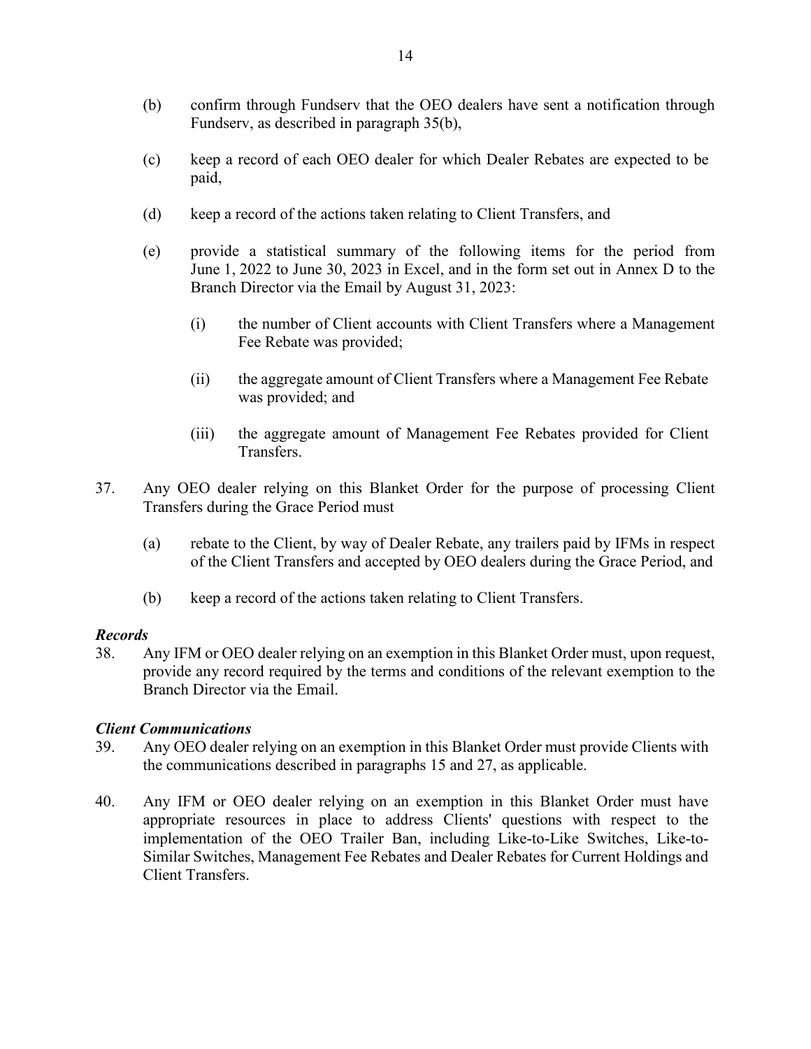(b) confirm through Fundserv that the OEO dealers have sent a notification through Fundserv, as described in paragraph 35(b),

(c) keep a record of each OEO dealer for which Dealer Rebates are expected to be paid,

(d) keep a record of the actions taken relating to Client Transfers, and

(e) provide a statistical summary of the following items for the period from June 1, 2022 to June 30, 2023 in Excel, and in the form set out in Annex D to the Branch Director via the Email by August 31, 2023:

  (i) the number of Client accounts with Client Transfers where a Management Fee Rebate was provided;

  (ii) the aggregate amount of Client Transfers where a Management Fee Rebate was provided; and

  (iii) the aggregate amount of Management Fee Rebates provided for Client Transfers.

37. Any OEO dealer relying on this Blanket Order for the purpose of processing Client Transfers during the Grace Period must

(a) rebate to the Client, by way of Dealer Rebate, any trailers paid by IFMs in respect of the Client Transfers and accepted by OEO dealers during the Grace Period, and

(b) keep a record of the actions taken relating to Client Transfers.

***Records***

38. Any IFM or OEO dealer relying on an exemption in this Blanket Order must, upon request, provide any record required by the terms and conditions of the relevant exemption to the Branch Director via the Email.

***Client Communications***

39. Any OEO dealer relying on an exemption in this Blanket Order must provide Clients with the communications described in paragraphs 15 and 27, as applicable.

40. Any IFM or OEO dealer relying on an exemption in this Blanket Order must have appropriate resources in place to address Clients' questions with respect to the implementation of the OEO Trailer Ban, including Like-to-Like Switches, Like-to-Similar Switches, Management Fee Rebates and Dealer Rebates for Current Holdings and Client Transfers.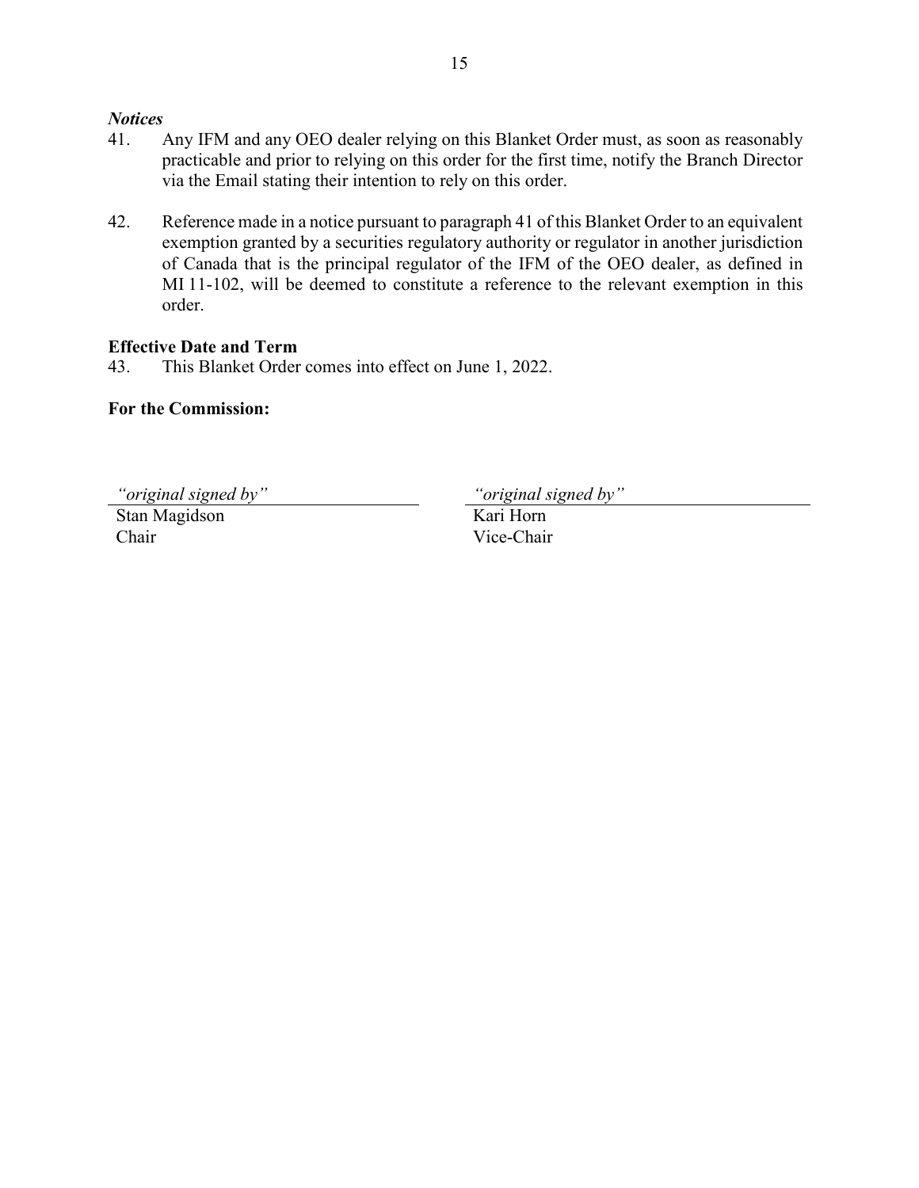***Notices***

41. Any IFM and any OEO dealer relying on this Blanket Order must, as soon as reasonably practicable and prior to relying on this order for the first time, notify the Branch Director via the Email stating their intention to rely on this order.

42. Reference made in a notice pursuant to paragraph 41 of this Blanket Order to an equivalent exemption granted by a securities regulatory authority or regulator in another jurisdiction of Canada that is the principal regulator of the IFM of the OEO dealer, as defined in MI 11-102, will be deemed to constitute a reference to the relevant exemption in this order.

**Effective Date and Term**

43. This Blanket Order comes into effect on June 1, 2022.

**For the Commission:**

*"original signed by"*
Stan Magidson
Chair

*"original signed by"*
Kari Horn
Vice-Chair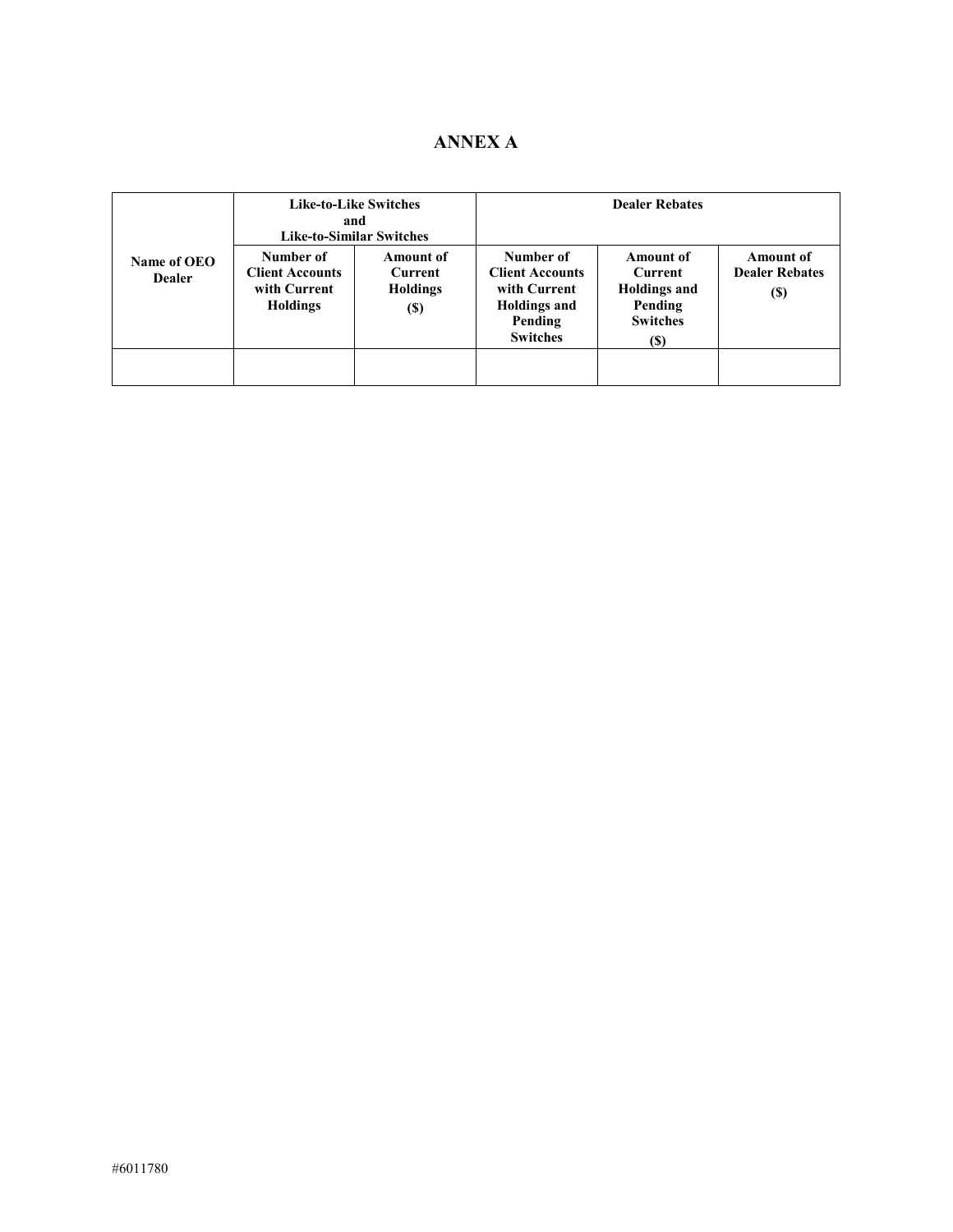# ANNEX A

| Name of OEO Dealer | Like-to-Like Switches and Like-to-Similar Switches | | Dealer Rebates | | |
|---|---|---|---|---|---|
| | Number of Client Accounts with Current Holdings | Amount of Current Holdings ($) | Number of Client Accounts with Current Holdings and Pending Switches | Amount of Current Holdings and Pending Switches ($) | Amount of Dealer Rebates ($) |
| | | | | | |

#6011780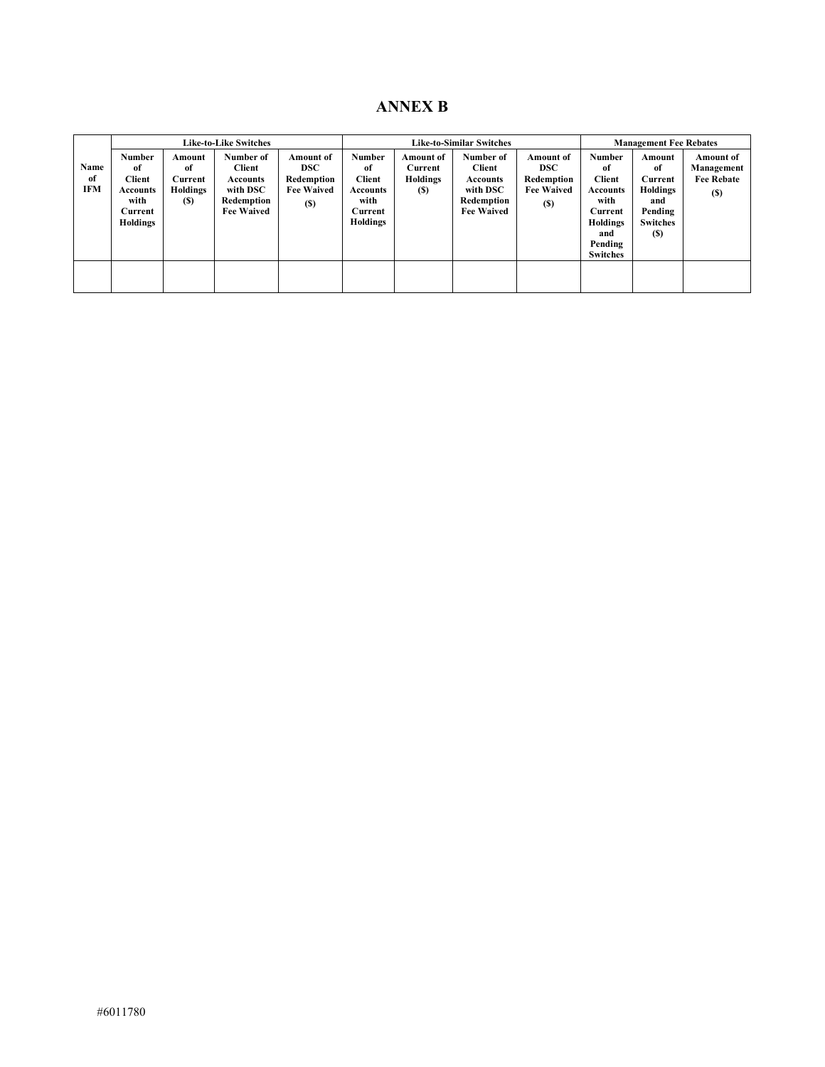# ANNEX B

| Name of IFM | Like-to-Like Switches | | | | Like-to-Similar Switches | | | | Management Fee Rebates | | |
|---|---|---|---|---|---|---|---|---|---|---|---|
| | Number of Client Accounts with Current Holdings | Amount of Current Holdings ($) | Number of Client Accounts with DSC Redemption Fee Waived | Amount of DSC Redemption Fee Waived ($) | Number of Client Accounts with Current Holdings | Amount of Current Holdings ($) | Number of Client Accounts with DSC Redemption Fee Waived | Amount of DSC Redemption Fee Waived ($) | Number of Client Accounts with Current Holdings and Pending Switches | Amount of Current Holdings and Pending Switches ($) | Amount of Management Fee Rebate ($) |
| | | | | | | | | | | | |

#6011780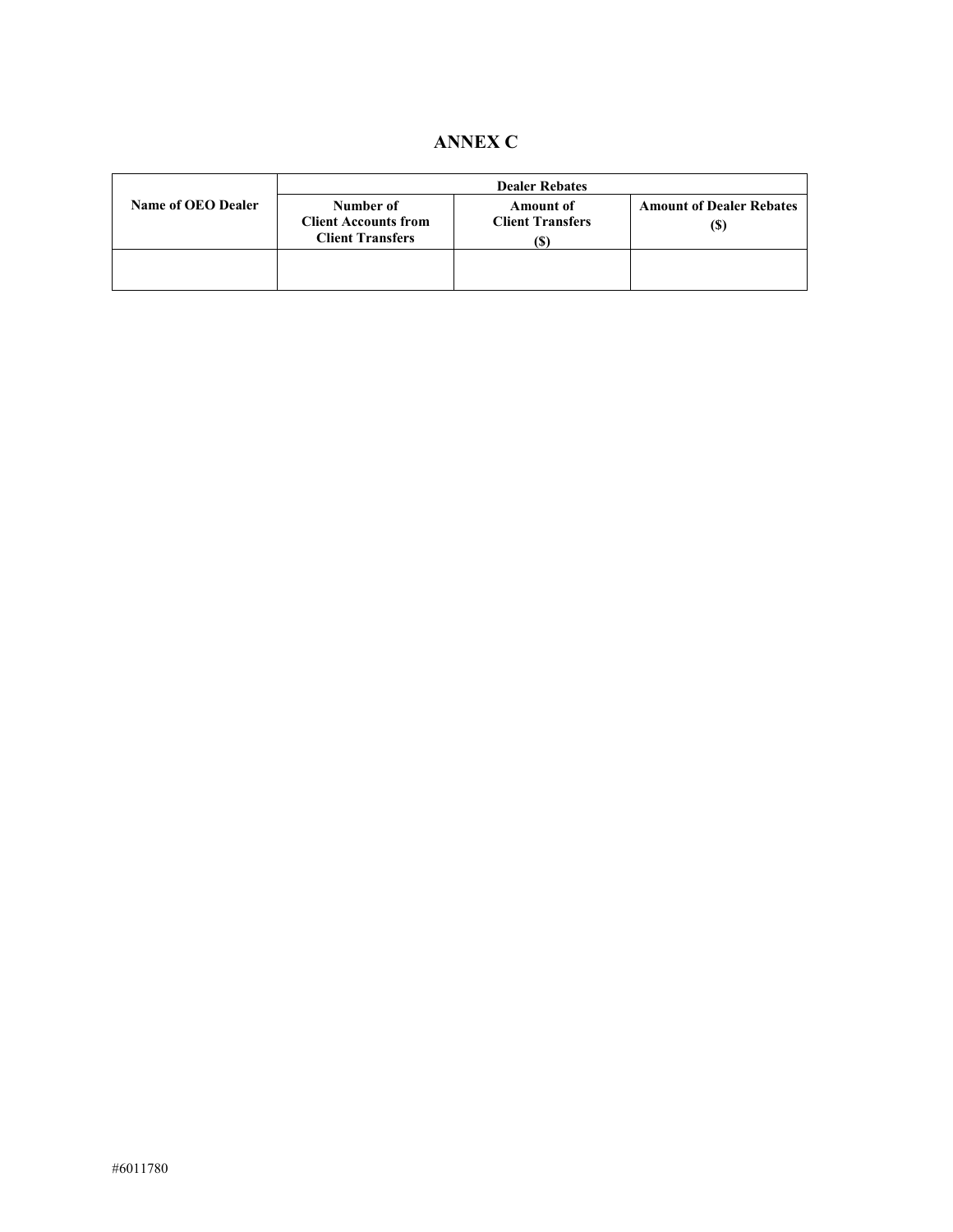# ANNEX C

| Name of OEO Dealer | Dealer Rebates | | |
|---|---|---|---|
| | Number of Client Accounts from Client Transfers | Amount of Client Transfers ($) | Amount of Dealer Rebates ($) |
| | | | |

#6011780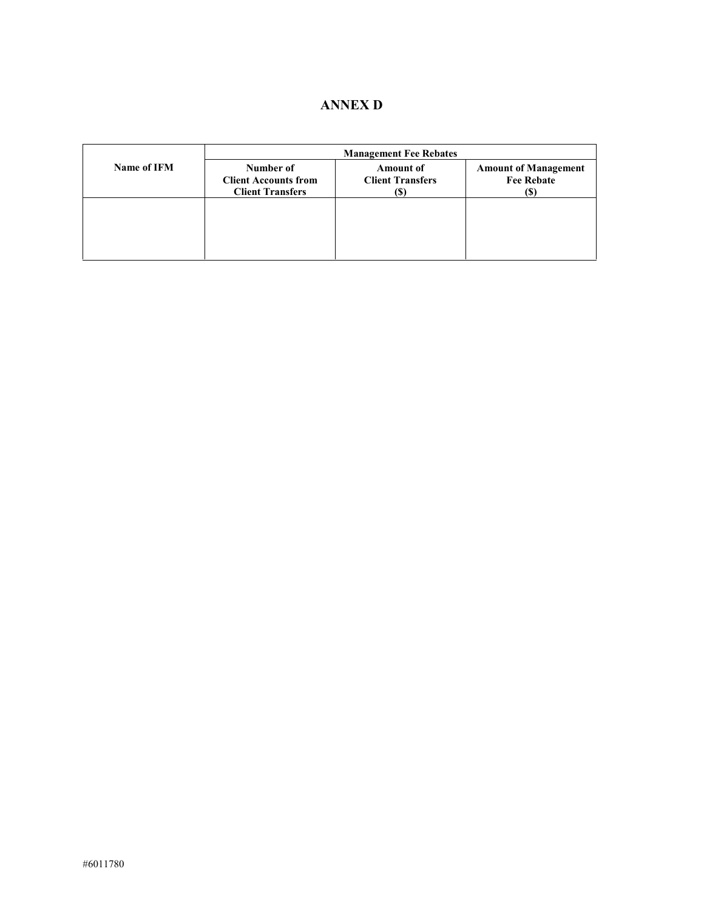# ANNEX D

| Name of IFM | Management Fee Rebates | | |
|---|---|---|---|
| | Number of Client Accounts from Client Transfers | Amount of Client Transfers ($) | Amount of Management Fee Rebate ($) |
| | | | |

#6011780